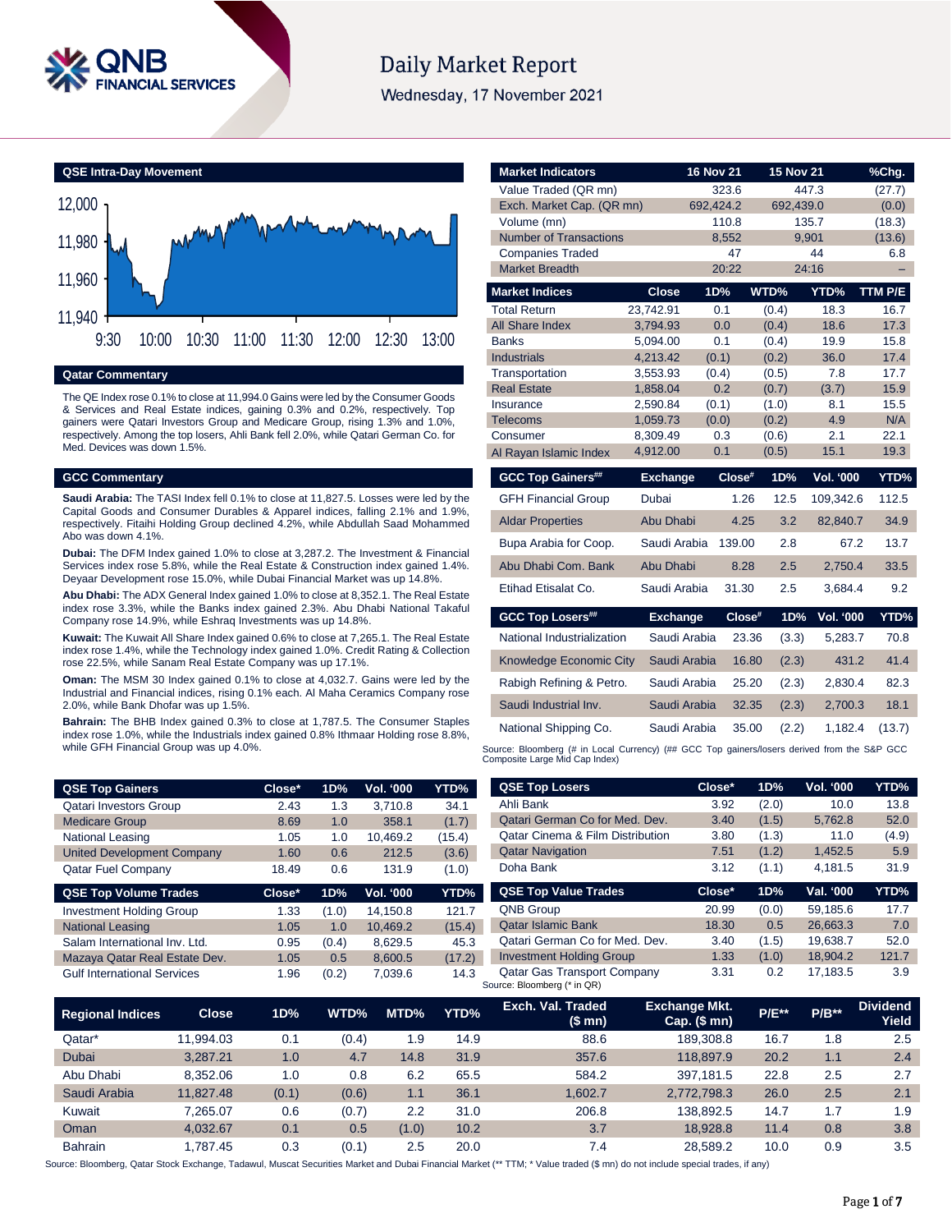# Daily Market Report

Wednesday, 17 November 2021

## QSE Intra-Day Movement

## Qatar Commentary

The QE Index rose 0.1% to close at 11,994.0 Gains were led by the Consumer Goods & Services and Real Estate indices, gaining 0.3% and 0.2%, respectively. Top gainers were Qatari Investors Group and Medicare Group, rising 1.3% and 1.0%, respectively. Among the top losers, Ahli Bank fell 2.0%, while Qatari German Co. for Med. Devices was down 1.5%.

## GCC Commentary

**Saudi Arabia:** The TASI Index fell 0.1% to close at 11,827.5. Losses were led by the Capital Goods and Consumer Durables & Apparel indices, falling 2.1% and 1.9%, respectively. Fitaihi Holding Group declined 4.2%, while Abdullah Saad Mohammed Abo was down 4.1%.

**Dubai:** The DFM Index gained 1.0% to close at 3,287.2. The Investment & Financial Services index rose 5.8%, while the Real Estate & Construction index gained 1.4%. Deyaar Development rose 15.0%, while Dubai Financial Market was up 14.8%.

**Abu Dhabi:** The ADX General Index gained 1.0% to close at 8,352.1. The Real Estate index rose 3.3%, while the Banks index gained 2.3%. Abu Dhabi National Takaful Company rose 14.9%, while Eshraq Investments was up 14.8%.

**Kuwait:** The Kuwait All Share Index gained 0.6% to close at 7,265.1. The Real Estate index rose 1.4%, while the Technology index gained 1.0%. Credit Rating & Collection rose 22.5%, while Sanam Real Estate Company was up 17.1%.

**Oman:** The MSM 30 Index gained 0.1% to close at 4,032.7. Gains were led by the Industrial and Financial indices, rising 0.1% each. Al Maha Ceramics Company rose 2.0%, while Bank Dhofar was up 1.5%.

**Bahrain:** The BHB Index gained 0.3% to close at 1,787.5. The Consumer Staples index rose 1.0%, while the Industrials index gained 0.8% Ithmaar Holding rose 8.8%, while GFH Financial Group was up 4.0%.

| Market Indicators | 16 Nov 21 | 15 Nov 21 | %Chg. |
|---|---|---|---|
| Value Traded (QR mn) | 323.6 | 447.3 | (27.7) |
| Exch. Market Cap. (QR mn) | 692,424.2 | 692,439.0 | (0.0) |
| Volume (mn) | 110.8 | 135.7 | (18.3) |
| Number of Transactions | 8,552 | 9,901 | (13.6) |
| Companies Traded | 47 | 44 | 6.8 |
| Market Breadth | 20:22 | 24:16 | – |

| Market Indices | Close | 1D% | WTD% | YTD% | TTM P/E |
|---|---|---|---|---|---|
| Total Return | 23,742.91 | 0.1 | (0.4) | 18.3 | 16.7 |
| All Share Index | 3,794.93 | 0.0 | (0.4) | 18.6 | 17.3 |
| Banks | 5,094.00 | 0.1 | (0.4) | 19.9 | 15.8 |
| Industrials | 4,213.42 | (0.1) | (0.2) | 36.0 | 17.4 |
| Transportation | 3,553.93 | (0.4) | (0.5) | 7.8 | 17.7 |
| Real Estate | 1,858.04 | 0.2 | (0.7) | (3.7) | 15.9 |
| Insurance | 2,590.84 | (0.1) | (1.0) | 8.1 | 15.5 |
| Telecoms | 1,059.73 | (0.0) | (0.2) | 4.9 | N/A |
| Consumer | 8,309.49 | 0.3 | (0.6) | 2.1 | 22.1 |
| Al Rayan Islamic Index | 4,912.00 | 0.1 | (0.5) | 15.1 | 19.3 |

| GCC Top Gainers## | Exchange | Close# | 1D% | Vol. '000 | YTD% |
|---|---|---|---|---|---|
| GFH Financial Group | Dubai | 1.26 | 12.5 | 109,342.6 | 112.5 |
| Aldar Properties | Abu Dhabi | 4.25 | 3.2 | 82,840.7 | 34.9 |
| Bupa Arabia for Coop. | Saudi Arabia | 139.00 | 2.8 | 67.2 | 13.7 |
| Abu Dhabi Com. Bank | Abu Dhabi | 8.28 | 2.5 | 2,750.4 | 33.5 |
| Etihad Etisalat Co. | Saudi Arabia | 31.30 | 2.5 | 3,684.4 | 9.2 |

| GCC Top Losers## | Exchange | Close# | 1D% | Vol. '000 | YTD% |
|---|---|---|---|---|---|
| National Industrialization | Saudi Arabia | 23.36 | (3.3) | 5,283.7 | 70.8 |
| Knowledge Economic City | Saudi Arabia | 16.80 | (2.3) | 431.2 | 41.4 |
| Rabigh Refining & Petro. | Saudi Arabia | 25.20 | (2.3) | 2,830.4 | 82.3 |
| Saudi Industrial Inv. | Saudi Arabia | 32.35 | (2.3) | 2,700.3 | 18.1 |
| National Shipping Co. | Saudi Arabia | 35.00 | (2.2) | 1,182.4 | (13.7) |

Source: Bloomberg (# in Local Currency) (## GCC Top gainers/losers derived from the S&P GCC Composite Large Mid Cap Index)

| QSE Top Gainers | Close* | 1D% | Vol. '000 | YTD% |
|---|---|---|---|---|
| Qatari Investors Group | 2.43 | 1.3 | 3,710.8 | 34.1 |
| Medicare Group | 8.69 | 1.0 | 358.1 | (1.7) |
| National Leasing | 1.05 | 1.0 | 10,469.2 | (15.4) |
| United Development Company | 1.60 | 0.6 | 212.5 | (3.6) |
| Qatar Fuel Company | 18.49 | 0.6 | 131.9 | (1.0) |

| QSE Top Volume Trades | Close* | 1D% | Vol. '000 | YTD% |
|---|---|---|---|---|
| Investment Holding Group | 1.33 | (1.0) | 14,150.8 | 121.7 |
| National Leasing | 1.05 | 1.0 | 10,469.2 | (15.4) |
| Salam International Inv. Ltd. | 0.95 | (0.4) | 8,629.5 | 45.3 |
| Mazaya Qatar Real Estate Dev. | 1.05 | 0.5 | 8,600.5 | (17.2) |
| Gulf International Services | 1.96 | (0.2) | 7,039.6 | 14.3 |

| QSE Top Losers | Close* | 1D% | Vol. '000 | YTD% |
|---|---|---|---|---|
| Ahli Bank | 3.92 | (2.0) | 10.0 | 13.8 |
| Qatari German Co for Med. Dev. | 3.40 | (1.5) | 5,762.8 | 52.0 |
| Qatar Cinema & Film Distribution | 3.80 | (1.3) | 11.0 | (4.9) |
| Qatar Navigation | 7.51 | (1.2) | 1,452.5 | 5.9 |
| Doha Bank | 3.12 | (1.1) | 4,181.5 | 31.9 |

| QSE Top Value Trades | Close* | 1D% | Val. '000 | YTD% |
|---|---|---|---|---|
| QNB Group | 20.99 | (0.0) | 59,185.6 | 17.7 |
| Qatar Islamic Bank | 18.30 | 0.5 | 26,663.3 | 7.0 |
| Qatari German Co for Med. Dev. | 3.40 | (1.5) | 19,638.7 | 52.0 |
| Investment Holding Group | 1.33 | (1.0) | 18,904.2 | 121.7 |
| Qatar Gas Transport Company | 3.31 | 0.2 | 17,183.5 | 3.9 |

Source: Bloomberg (* in QR)

| Regional Indices | Close | 1D% | WTD% | MTD% | YTD% | Exch. Val. Traded ($ mn) | Exchange Mkt. Cap. ($ mn) | P/E** | P/B** | Dividend Yield |
|---|---|---|---|---|---|---|---|---|---|---|
| Qatar* | 11,994.03 | 0.1 | (0.4) | 1.9 | 14.9 | 88.6 | 189,308.8 | 16.7 | 1.8 | 2.5 |
| Dubai | 3,287.21 | 1.0 | 4.7 | 14.8 | 31.9 | 357.6 | 118,897.9 | 20.2 | 1.1 | 2.4 |
| Abu Dhabi | 8,352.06 | 1.0 | 0.8 | 6.2 | 65.5 | 584.2 | 397,181.5 | 22.8 | 2.5 | 2.7 |
| Saudi Arabia | 11,827.48 | (0.1) | (0.6) | 1.1 | 36.1 | 1,602.7 | 2,772,798.3 | 26.0 | 2.5 | 2.1 |
| Kuwait | 7,265.07 | 0.6 | (0.7) | 2.2 | 31.0 | 206.8 | 138,892.5 | 14.7 | 1.7 | 1.9 |
| Oman | 4,032.67 | 0.1 | 0.5 | (1.0) | 10.2 | 3.7 | 18,928.8 | 11.4 | 0.8 | 3.8 |
| Bahrain | 1,787.45 | 0.3 | (0.1) | 2.5 | 20.0 | 7.4 | 28,589.2 | 10.0 | 0.9 | 3.5 |

Source: Bloomberg, Qatar Stock Exchange, Tadawul, Muscat Securities Market and Dubai Financial Market (** TTM; * Value traded ($ mn) do not include special trades, if any)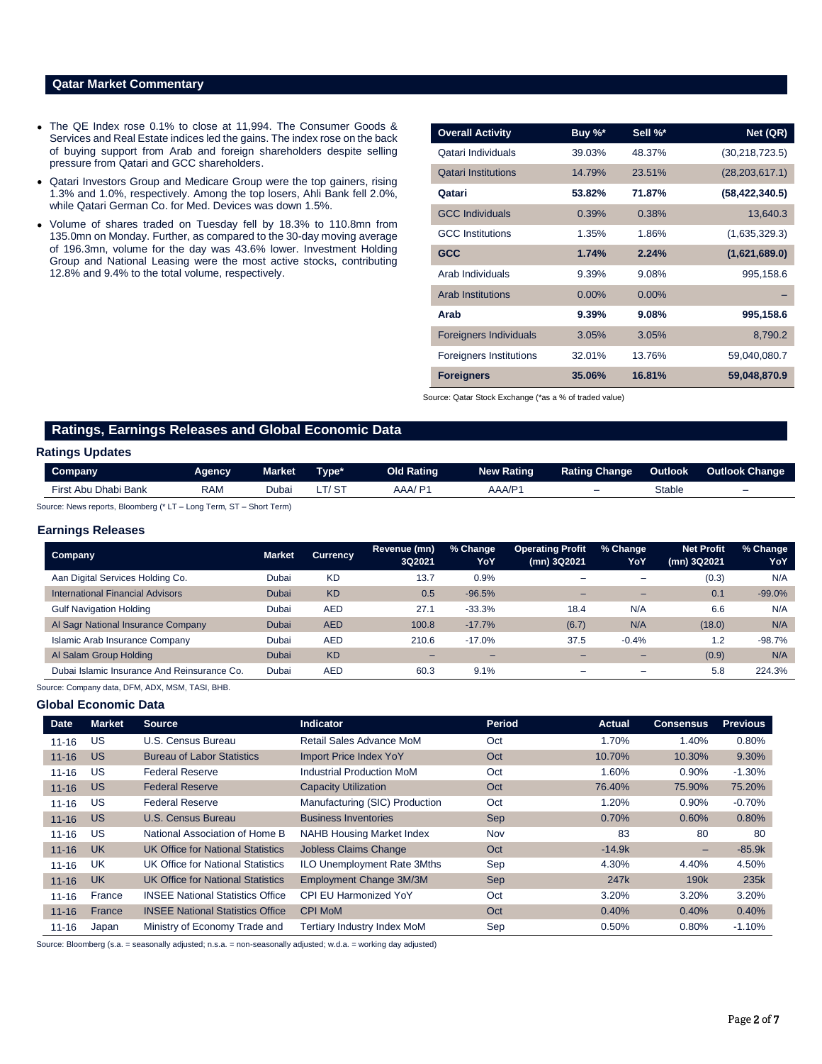## Qatar Market Commentary

- The QE Index rose 0.1% to close at 11,994. The Consumer Goods & Services and Real Estate indices led the gains. The index rose on the back of buying support from Arab and foreign shareholders despite selling pressure from Qatari and GCC shareholders.
- Qatari Investors Group and Medicare Group were the top gainers, rising 1.3% and 1.0%, respectively. Among the top losers, Ahli Bank fell 2.0%, while Qatari German Co. for Med. Devices was down 1.5%.
- Volume of shares traded on Tuesday fell by 18.3% to 110.8mn from 135.0mn on Monday. Further, as compared to the 30-day moving average of 196.3mn, volume for the day was 43.6% lower. Investment Holding Group and National Leasing were the most active stocks, contributing 12.8% and 9.4% to the total volume, respectively.

| Overall Activity | Buy %* | Sell %* | Net (QR) |
|---|---|---|---|
| Qatari Individuals | 39.03% | 48.37% | (30,218,723.5) |
| Qatari Institutions | 14.79% | 23.51% | (28,203,617.1) |
| **Qatari** | **53.82%** | **71.87%** | **(58,422,340.5)** |
| GCC Individuals | 0.39% | 0.38% | 13,640.3 |
| GCC Institutions | 1.35% | 1.86% | (1,635,329.3) |
| **GCC** | **1.74%** | **2.24%** | **(1,621,689.0)** |
| Arab Individuals | 9.39% | 9.08% | 995,158.6 |
| Arab Institutions | 0.00% | 0.00% | – |
| **Arab** | **9.39%** | **9.08%** | **995,158.6** |
| Foreigners Individuals | 3.05% | 3.05% | 8,790.2 |
| Foreigners Institutions | 32.01% | 13.76% | 59,040,080.7 |
| **Foreigners** | **35.06%** | **16.81%** | **59,048,870.9** |

Source: Qatar Stock Exchange (*as a % of traded value)

## Ratings, Earnings Releases and Global Economic Data

### Ratings Updates

| Company | Agency | Market | Type* | Old Rating | New Rating | Rating Change | Outlook | Outlook Change |
|---|---|---|---|---|---|---|---|---|
| First Abu Dhabi Bank | RAM | Dubai | LT/ ST | AAA/ P1 | AAA/P1 | – | Stable | – |

Source: News reports, Bloomberg (* LT – Long Term, ST – Short Term)

### Earnings Releases

| Company | Market | Currency | Revenue (mn) 3Q2021 | % Change YoY | Operating Profit (mn) 3Q2021 | % Change YoY | Net Profit (mn) 3Q2021 | % Change YoY |
|---|---|---|---|---|---|---|---|---|
| Aan Digital Services Holding Co. | Dubai | KD | 13.7 | 0.9% | – | – | (0.3) | N/A |
| International Financial Advisors | Dubai | KD | 0.5 | -96.5% | – | – | 0.1 | -99.0% |
| Gulf Navigation Holding | Dubai | AED | 27.1 | -33.3% | 18.4 | N/A | 6.6 | N/A |
| Al Sagr National Insurance Company | Dubai | AED | 100.8 | -17.7% | (6.7) | N/A | (18.0) | N/A |
| Islamic Arab Insurance Company | Dubai | AED | 210.6 | -17.0% | 37.5 | -0.4% | 1.2 | -98.7% |
| Al Salam Group Holding | Dubai | KD | – | – | – | – | (0.9) | N/A |
| Dubai Islamic Insurance And Reinsurance Co. | Dubai | AED | 60.3 | 9.1% | – | – | 5.8 | 224.3% |

Source: Company data, DFM, ADX, MSM, TASI, BHB.

### Global Economic Data

| Date | Market | Source | Indicator | Period | Actual | Consensus | Previous |
|---|---|---|---|---|---|---|---|
| 11-16 | US | U.S. Census Bureau | Retail Sales Advance MoM | Oct | 1.70% | 1.40% | 0.80% |
| 11-16 | US | Bureau of Labor Statistics | Import Price Index YoY | Oct | 10.70% | 10.30% | 9.30% |
| 11-16 | US | Federal Reserve | Industrial Production MoM | Oct | 1.60% | 0.90% | -1.30% |
| 11-16 | US | Federal Reserve | Capacity Utilization | Oct | 76.40% | 75.90% | 75.20% |
| 11-16 | US | Federal Reserve | Manufacturing (SIC) Production | Oct | 1.20% | 0.90% | -0.70% |
| 11-16 | US | U.S. Census Bureau | Business Inventories | Sep | 0.70% | 0.60% | 0.80% |
| 11-16 | US | National Association of Home B | NAHB Housing Market Index | Nov | 83 | 80 | 80 |
| 11-16 | UK | UK Office for National Statistics | Jobless Claims Change | Oct | -14.9k | – | -85.9k |
| 11-16 | UK | UK Office for National Statistics | ILO Unemployment Rate 3Mths | Sep | 4.30% | 4.40% | 4.50% |
| 11-16 | UK | UK Office for National Statistics | Employment Change 3M/3M | Sep | 247k | 190k | 235k |
| 11-16 | France | INSEE National Statistics Office | CPI EU Harmonized YoY | Oct | 3.20% | 3.20% | 3.20% |
| 11-16 | France | INSEE National Statistics Office | CPI MoM | Oct | 0.40% | 0.40% | 0.40% |
| 11-16 | Japan | Ministry of Economy Trade and | Tertiary Industry Index MoM | Sep | 0.50% | 0.80% | -1.10% |

Source: Bloomberg (s.a. = seasonally adjusted; n.s.a. = non-seasonally adjusted; w.d.a. = working day adjusted)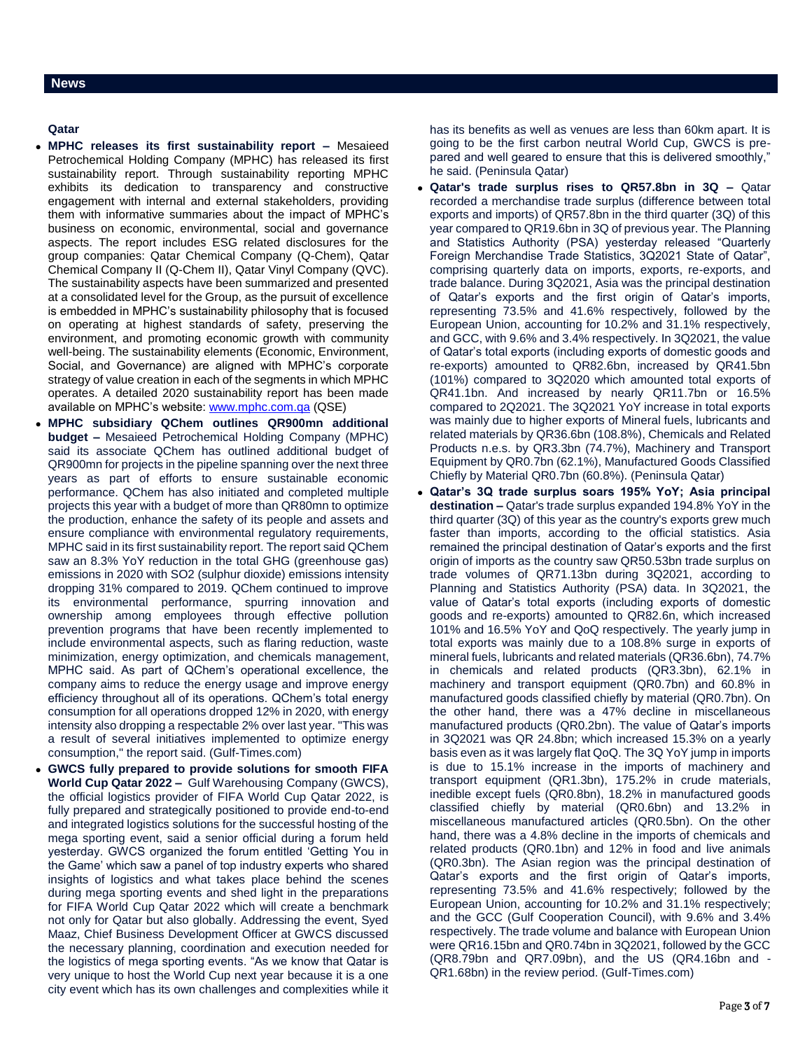## News

### Qatar

- **MPHC releases its first sustainability report –** Mesaieed Petrochemical Holding Company (MPHC) has released its first sustainability report. Through sustainability reporting MPHC exhibits its dedication to transparency and constructive engagement with internal and external stakeholders, providing them with informative summaries about the impact of MPHC's business on economic, environmental, social and governance aspects. The report includes ESG related disclosures for the group companies: Qatar Chemical Company (Q-Chem), Qatar Chemical Company II (Q-Chem II), Qatar Vinyl Company (QVC). The sustainability aspects have been summarized and presented at a consolidated level for the Group, as the pursuit of excellence is embedded in MPHC's sustainability philosophy that is focused on operating at highest standards of safety, preserving the environment, and promoting economic growth with community well-being. The sustainability elements (Economic, Environment, Social, and Governance) are aligned with MPHC's corporate strategy of value creation in each of the segments in which MPHC operates. A detailed 2020 sustainability report has been made available on MPHC's website: [www.mphc.com.qa](http://www.mphc.com.qa) (QSE)
- **MPHC subsidiary QChem outlines QR900mn additional budget –** Mesaieed Petrochemical Holding Company (MPHC) said its associate QChem has outlined additional budget of QR900mn for projects in the pipeline spanning over the next three years as part of efforts to ensure sustainable economic performance. QChem has also initiated and completed multiple projects this year with a budget of more than QR80mn to optimize the production, enhance the safety of its people and assets and ensure compliance with environmental regulatory requirements, MPHC said in its first sustainability report. The report said QChem saw an 8.3% YoY reduction in the total GHG (greenhouse gas) emissions in 2020 with $SO_2$ (sulphur dioxide) emissions intensity dropping 31% compared to 2019. QChem continued to improve its environmental performance, spurring innovation and ownership among employees through effective pollution prevention programs that have been recently implemented to include environmental aspects, such as flaring reduction, waste minimization, energy optimization, and chemicals management, MPHC said. As part of QChem's operational excellence, the company aims to reduce the energy usage and improve energy efficiency throughout all of its operations. QChem's total energy consumption for all operations dropped 12% in 2020, with energy intensity also dropping a respectable 2% over last year. "This was a result of several initiatives implemented to optimize energy consumption," the report said. (Gulf-Times.com)
- **GWCS fully prepared to provide solutions for smooth FIFA World Cup Qatar 2022 –** Gulf Warehousing Company (GWCS), the official logistics provider of FIFA World Cup Qatar 2022, is fully prepared and strategically positioned to provide end-to-end and integrated logistics solutions for the successful hosting of the mega sporting event, said a senior official during a forum held yesterday. GWCS organized the forum entitled 'Getting You in the Game' which saw a panel of top industry experts who shared insights of logistics and what takes place behind the scenes during mega sporting events and shed light in the preparations for FIFA World Cup Qatar 2022 which will create a benchmark not only for Qatar but also globally. Addressing the event, Syed Maaz, Chief Business Development Officer at GWCS discussed the necessary planning, coordination and execution needed for the logistics of mega sporting events. "As we know that Qatar is very unique to host the World Cup next year because it is a one city event which has its own challenges and complexities while it has its benefits as well as venues are less than 60km apart. It is going to be the first carbon neutral World Cup, GWCS is prepared and well geared to ensure that this is delivered smoothly," he said. (Peninsula Qatar)
- **Qatar's trade surplus rises to QR57.8bn in 3Q –** Qatar recorded a merchandise trade surplus (difference between total exports and imports) of QR57.8bn in the third quarter (3Q) of this year compared to QR19.6bn in 3Q of previous year. The Planning and Statistics Authority (PSA) yesterday released "Quarterly Foreign Merchandise Trade Statistics, 3Q2021 State of Qatar", comprising quarterly data on imports, exports, re-exports, and trade balance. During 3Q2021, Asia was the principal destination of Qatar's exports and the first origin of Qatar's imports, representing 73.5% and 41.6% respectively, followed by the European Union, accounting for 10.2% and 31.1% respectively, and GCC, with 9.6% and 3.4% respectively. In 3Q2021, the value of Qatar's total exports (including exports of domestic goods and re-exports) amounted to QR82.6bn, increased by QR41.5bn (101%) compared to 3Q2020 which amounted total exports of QR41.1bn. And increased by nearly QR11.7bn or 16.5% compared to 2Q2021. The 3Q2021 YoY increase in total exports was mainly due to higher exports of Mineral fuels, lubricants and related materials by QR36.6bn (108.8%), Chemicals and Related Products n.e.s. by QR3.3bn (74.7%), Machinery and Transport Equipment by QR0.7bn (62.1%), Manufactured Goods Classified Chiefly by Material QR0.7bn (60.8%). (Peninsula Qatar)
- **Qatar's 3Q trade surplus soars 195% YoY; Asia principal destination –** Qatar's trade surplus expanded 194.8% YoY in the third quarter (3Q) of this year as the country's exports grew much faster than imports, according to the official statistics. Asia remained the principal destination of Qatar's exports and the first origin of imports as the country saw QR50.53bn trade surplus on trade volumes of QR71.13bn during 3Q2021, according to Planning and Statistics Authority (PSA) data. In 3Q2021, the value of Qatar's total exports (including exports of domestic goods and re-exports) amounted to QR82.6n, which increased 101% and 16.5% YoY and QoQ respectively. The yearly jump in total exports was mainly due to a 108.8% surge in exports of mineral fuels, lubricants and related materials (QR36.6bn), 74.7% in chemicals and related products (QR3.3bn), 62.1% in machinery and transport equipment (QR0.7bn) and 60.8% in manufactured goods classified chiefly by material (QR0.7bn). On the other hand, there was a 47% decline in miscellaneous manufactured products (QR0.2bn). The value of Qatar's imports in 3Q2021 was QR 24.8bn; which increased 15.3% on a yearly basis even as it was largely flat QoQ. The 3Q YoY jump in imports is due to 15.1% increase in the imports of machinery and transport equipment (QR1.3bn), 175.2% in crude materials, inedible except fuels (QR0.8bn), 18.2% in manufactured goods classified chiefly by material (QR0.6bn) and 13.2% in miscellaneous manufactured articles (QR0.5bn). On the other hand, there was a 4.8% decline in the imports of chemicals and related products (QR0.1bn) and 12% in food and live animals (QR0.3bn). The Asian region was the principal destination of Qatar's exports and the first origin of Qatar's imports, representing 73.5% and 41.6% respectively; followed by the European Union, accounting for 10.2% and 31.1% respectively; and the GCC (Gulf Cooperation Council), with 9.6% and 3.4% respectively. The trade volume and balance with European Union were QR16.15bn and QR0.74bn in 3Q2021, followed by the GCC (QR8.79bn and QR7.09bn), and the US (QR4.16bn and -QR1.68bn) in the review period. (Gulf-Times.com)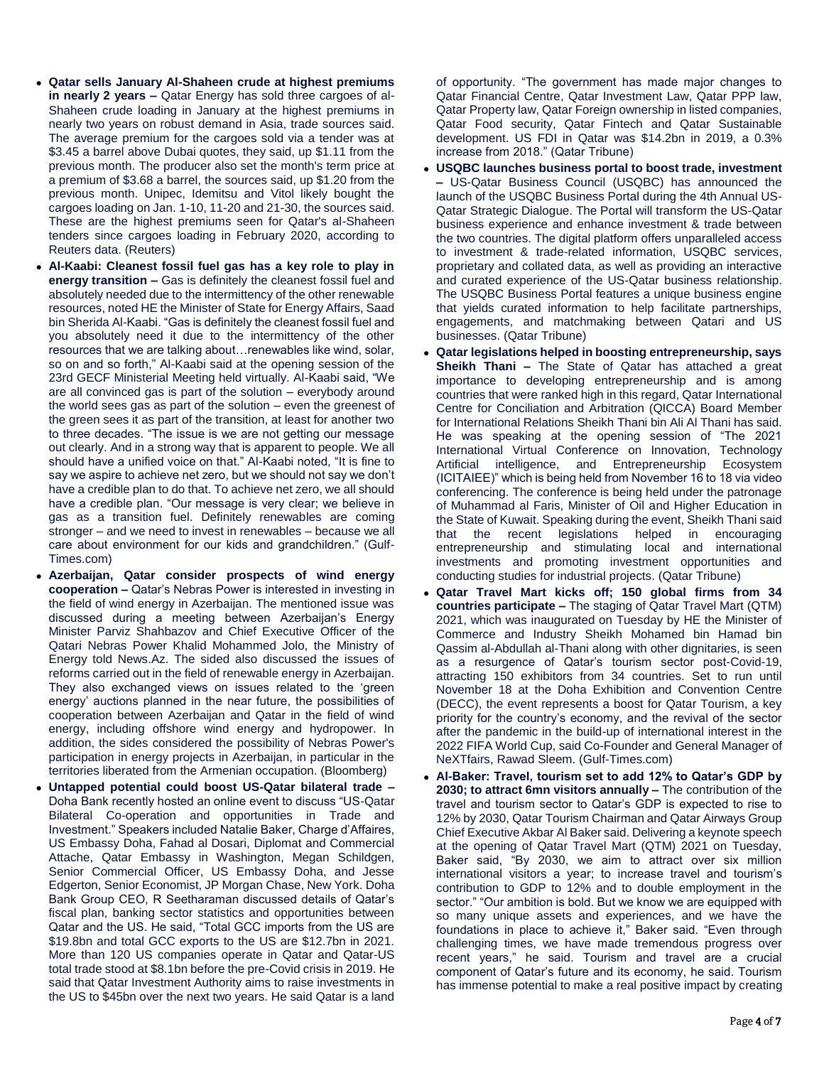- **Qatar sells January Al-Shaheen crude at highest premiums in nearly 2 years –** Qatar Energy has sold three cargoes of al-Shaheen crude loading in January at the highest premiums in nearly two years on robust demand in Asia, trade sources said. The average premium for the cargoes sold via a tender was at $3.45 a barrel above Dubai quotes, they said, up $1.11 from the previous month. The producer also set the month's term price at a premium of $3.68 a barrel, the sources said, up $1.20 from the previous month. Unipec, Idemitsu and Vitol likely bought the cargoes loading on Jan. 1-10, 11-20 and 21-30, the sources said. These are the highest premiums seen for Qatar's al-Shaheen tenders since cargoes loading in February 2020, according to Reuters data. (Reuters)
- **Al-Kaabi: Cleanest fossil fuel gas has a key role to play in energy transition –** Gas is definitely the cleanest fossil fuel and absolutely needed due to the intermittency of the other renewable resources, noted HE the Minister of State for Energy Affairs, Saad bin Sherida Al-Kaabi. "Gas is definitely the cleanest fossil fuel and you absolutely need it due to the intermittency of the other resources that we are talking about…renewables like wind, solar, so on and so forth," Al-Kaabi said at the opening session of the 23rd GECF Ministerial Meeting held virtually. Al-Kaabi said, "We are all convinced gas is part of the solution – everybody around the world sees gas as part of the solution – even the greenest of the green sees it as part of the transition, at least for another two to three decades. "The issue is we are not getting our message out clearly. And in a strong way that is apparent to people. We all should have a unified voice on that." Al-Kaabi noted, "It is fine to say we aspire to achieve net zero, but we should not say we don't have a credible plan to do that. To achieve net zero, we all should have a credible plan. "Our message is very clear; we believe in gas as a transition fuel. Definitely renewables are coming stronger – and we need to invest in renewables – because we all care about environment for our kids and grandchildren." (Gulf-Times.com)
- **Azerbaijan, Qatar consider prospects of wind energy cooperation –** Qatar's Nebras Power is interested in investing in the field of wind energy in Azerbaijan. The mentioned issue was discussed during a meeting between Azerbaijan's Energy Minister Parviz Shahbazov and Chief Executive Officer of the Qatari Nebras Power Khalid Mohammed Jolo, the Ministry of Energy told News.Az. The sided also discussed the issues of reforms carried out in the field of renewable energy in Azerbaijan. They also exchanged views on issues related to the 'green energy' auctions planned in the near future, the possibilities of cooperation between Azerbaijan and Qatar in the field of wind energy, including offshore wind energy and hydropower. In addition, the sides considered the possibility of Nebras Power's participation in energy projects in Azerbaijan, in particular in the territories liberated from the Armenian occupation. (Bloomberg)
- **Untapped potential could boost US-Qatar bilateral trade –** Doha Bank recently hosted an online event to discuss "US-Qatar Bilateral Co-operation and opportunities in Trade and Investment." Speakers included Natalie Baker, Charge d'Affaires, US Embassy Doha, Fahad al Dosari, Diplomat and Commercial Attache, Qatar Embassy in Washington, Megan Schildgen, Senior Commercial Officer, US Embassy Doha, and Jesse Edgerton, Senior Economist, JP Morgan Chase, New York. Doha Bank Group CEO, R Seetharaman discussed details of Qatar's fiscal plan, banking sector statistics and opportunities between Qatar and the US. He said, "Total GCC imports from the US are $19.8bn and total GCC exports to the US are $12.7bn in 2021. More than 120 US companies operate in Qatar and Qatar-US total trade stood at $8.1bn before the pre-Covid crisis in 2019. He said that Qatar Investment Authority aims to raise investments in the US to $45bn over the next two years. He said Qatar is a land of opportunity. "The government has made major changes to Qatar Financial Centre, Qatar Investment Law, Qatar PPP law, Qatar Property law, Qatar Foreign ownership in listed companies, Qatar Food security, Qatar Fintech and Qatar Sustainable development. US FDI in Qatar was $14.2bn in 2019, a 0.3% increase from 2018." (Qatar Tribune)
- **USQBC launches business portal to boost trade, investment –** US-Qatar Business Council (USQBC) has announced the launch of the USQBC Business Portal during the 4th Annual US-Qatar Strategic Dialogue. The Portal will transform the US-Qatar business experience and enhance investment & trade between the two countries. The digital platform offers unparalleled access to investment & trade-related information, USQBC services, proprietary and collated data, as well as providing an interactive and curated experience of the US-Qatar business relationship. The USQBC Business Portal features a unique business engine that yields curated information to help facilitate partnerships, engagements, and matchmaking between Qatari and US businesses. (Qatar Tribune)
- **Qatar legislations helped in boosting entrepreneurship, says Sheikh Thani –** The State of Qatar has attached a great importance to developing entrepreneurship and is among countries that were ranked high in this regard, Qatar International Centre for Conciliation and Arbitration (QICCA) Board Member for International Relations Sheikh Thani bin Ali Al Thani has said. He was speaking at the opening session of "The 2021 International Virtual Conference on Innovation, Technology Artificial intelligence, and Entrepreneurship Ecosystem (ICITAIEE)" which is being held from November 16 to 18 via video conferencing. The conference is being held under the patronage of Muhammad al Faris, Minister of Oil and Higher Education in the State of Kuwait. Speaking during the event, Sheikh Thani said that the recent legislations helped in encouraging entrepreneurship and stimulating local and international investments and promoting investment opportunities and conducting studies for industrial projects. (Qatar Tribune)
- **Qatar Travel Mart kicks off; 150 global firms from 34 countries participate –** The staging of Qatar Travel Mart (QTM) 2021, which was inaugurated on Tuesday by HE the Minister of Commerce and Industry Sheikh Mohamed bin Hamad bin Qassim al-Abdullah al-Thani along with other dignitaries, is seen as a resurgence of Qatar's tourism sector post-Covid-19, attracting 150 exhibitors from 34 countries. Set to run until November 18 at the Doha Exhibition and Convention Centre (DECC), the event represents a boost for Qatar Tourism, a key priority for the country's economy, and the revival of the sector after the pandemic in the build-up of international interest in the 2022 FIFA World Cup, said Co-Founder and General Manager of NeXTfairs, Rawad Sleem. (Gulf-Times.com)
- **Al-Baker: Travel, tourism set to add 12% to Qatar's GDP by 2030; to attract 6mn visitors annually –** The contribution of the travel and tourism sector to Qatar's GDP is expected to rise to 12% by 2030, Qatar Tourism Chairman and Qatar Airways Group Chief Executive Akbar Al Baker said. Delivering a keynote speech at the opening of Qatar Travel Mart (QTM) 2021 on Tuesday, Baker said, "By 2030, we aim to attract over six million international visitors a year; to increase travel and tourism's contribution to GDP to 12% and to double employment in the sector." "Our ambition is bold. But we know we are equipped with so many unique assets and experiences, and we have the foundations in place to achieve it," Baker said. "Even through challenging times, we have made tremendous progress over recent years," he said. Tourism and travel are a crucial component of Qatar's future and its economy, he said. Tourism has immense potential to make a real positive impact by creating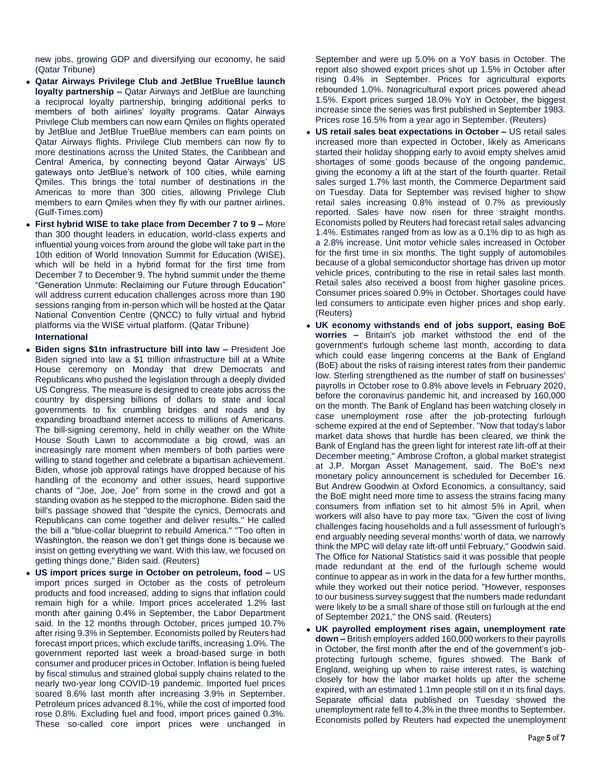new jobs, growing GDP and diversifying our economy, he said (Qatar Tribune)

- **Qatar Airways Privilege Club and JetBlue TrueBlue launch loyalty partnership –** Qatar Airways and JetBlue are launching a reciprocal loyalty partnership, bringing additional perks to members of both airlines' loyalty programs. Qatar Airways Privilege Club members can now earn Qmiles on flights operated by JetBlue and JetBlue TrueBlue members can earn points on Qatar Airways flights. Privilege Club members can now fly to more destinations across the United States, the Caribbean and Central America, by connecting beyond Qatar Airways' US gateways onto JetBlue's network of 100 cities, while earning Qmiles. This brings the total number of destinations in the Americas to more than 300 cities, allowing Privilege Club members to earn Qmiles when they fly with our partner airlines. (Gulf-Times.com)
- **First hybrid WISE to take place from December 7 to 9 –** More than 300 thought leaders in education, world-class experts and influential young voices from around the globe will take part in the 10th edition of World Innovation Summit for Education (WISE), which will be held in a hybrid format for the first time from December 7 to December 9. The hybrid summit under the theme "Generation Unmute: Reclaiming our Future through Education" will address current education challenges across more than 190 sessions ranging from in-person which will be hosted at the Qatar National Convention Centre (QNCC) to fully virtual and hybrid platforms via the WISE virtual platform. (Qatar Tribune)

**International**

- **Biden signs $1tn infrastructure bill into law –** President Joe Biden signed into law a $1 trillion infrastructure bill at a White House ceremony on Monday that drew Democrats and Republicans who pushed the legislation through a deeply divided US Congress. The measure is designed to create jobs across the country by dispersing billions of dollars to state and local governments to fix crumbling bridges and roads and by expanding broadband internet access to millions of Americans. The bill-signing ceremony, held in chilly weather on the White House South Lawn to accommodate a big crowd, was an increasingly rare moment when members of both parties were willing to stand together and celebrate a bipartisan achievement. Biden, whose job approval ratings have dropped because of his handling of the economy and other issues, heard supportive chants of "Joe, Joe, Joe" from some in the crowd and got a standing ovation as he stepped to the microphone. Biden said the bill's passage showed that "despite the cynics, Democrats and Republicans can come together and deliver results." He called the bill a "blue-collar blueprint to rebuild America." "Too often in Washington, the reason we don't get things done is because we insist on getting everything we want. With this law, we focused on getting things done," Biden said. (Reuters)
- **US import prices surge in October on petroleum, food –** US import prices surged in October as the costs of petroleum products and food increased, adding to signs that inflation could remain high for a while. Import prices accelerated 1.2% last month after gaining 0.4% in September, the Labor Department said. In the 12 months through October, prices jumped 10.7% after rising 9.3% in September. Economists polled by Reuters had forecast import prices, which exclude tariffs, increasing 1.0%. The government reported last week a broad-based surge in both consumer and producer prices in October. Inflation is being fueled by fiscal stimulus and strained global supply chains related to the nearly two-year long COVID-19 pandemic. Imported fuel prices soared 8.6% last month after increasing 3.9% in September. Petroleum prices advanced 8.1%, while the cost of imported food rose 0.8%. Excluding fuel and food, import prices gained 0.3%. These so-called core import prices were unchanged in September and were up 5.0% on a YoY basis in October. The report also showed export prices shot up 1.5% in October after rising 0.4% in September. Prices for agricultural exports rebounded 1.0%. Nonagricultural export prices powered ahead 1.5%. Export prices surged 18.0% YoY in October, the biggest increase since the series was first published in September 1983. Prices rose 16.5% from a year ago in September. (Reuters)
- **US retail sales beat expectations in October –** US retail sales increased more than expected in October, likely as Americans started their holiday shopping early to avoid empty shelves amid shortages of some goods because of the ongoing pandemic, giving the economy a lift at the start of the fourth quarter. Retail sales surged 1.7% last month, the Commerce Department said on Tuesday. Data for September was revised higher to show retail sales increasing 0.8% instead of 0.7% as previously reported. Sales have now risen for three straight months. Economists polled by Reuters had forecast retail sales advancing 1.4%. Estimates ranged from as low as a 0.1% dip to as high as a 2.8% increase. Unit motor vehicle sales increased in October for the first time in six months. The tight supply of automobiles because of a global semiconductor shortage has driven up motor vehicle prices, contributing to the rise in retail sales last month. Retail sales also received a boost from higher gasoline prices. Consumer prices soared 0.9% in October. Shortages could have led consumers to anticipate even higher prices and shop early. (Reuters)
- **UK economy withstands end of jobs support, easing BoE worries –** Britain's job market withstood the end of the government's furlough scheme last month, according to data which could ease lingering concerns at the Bank of England (BoE) about the risks of raising interest rates from their pandemic low. Sterling strengthened as the number of staff on businesses' payrolls in October rose to 0.8% above levels in February 2020, before the coronavirus pandemic hit, and increased by 160,000 on the month. The Bank of England has been watching closely in case unemployment rose after the job-protecting furlough scheme expired at the end of September. "Now that today's labor market data shows that hurdle has been cleared, we think the Bank of England has the green light for interest rate lift-off at their December meeting," Ambrose Crofton, a global market strategist at J.P. Morgan Asset Management, said. The BoE's next monetary policy announcement is scheduled for December 16. But Andrew Goodwin at Oxford Economics, a consultancy, said the BoE might need more time to assess the strains facing many consumers from inflation set to hit almost 5% in April, when workers will also have to pay more tax. "Given the cost of living challenges facing households and a full assessment of furlough's end arguably needing several months' worth of data, we narrowly think the MPC will delay rate lift-off until February," Goodwin said. The Office for National Statistics said it was possible that people made redundant at the end of the furlough scheme would continue to appear as in work in the data for a few further months, while they worked out their notice period. "However, responses to our business survey suggest that the numbers made redundant were likely to be a small share of those still on furlough at the end of September 2021," the ONS said. (Reuters)
- **UK payrolled employment rises again, unemployment rate down –** British employers added 160,000 workers to their payrolls in October, the first month after the end of the government's job-protecting furlough scheme, figures showed. The Bank of England, weighing up when to raise interest rates, is watching closely for how the labor market holds up after the scheme expired, with an estimated 1.1mn people still on it in its final days. Separate official data published on Tuesday showed the unemployment rate fell to 4.3% in the three months to September. Economists polled by Reuters had expected the unemployment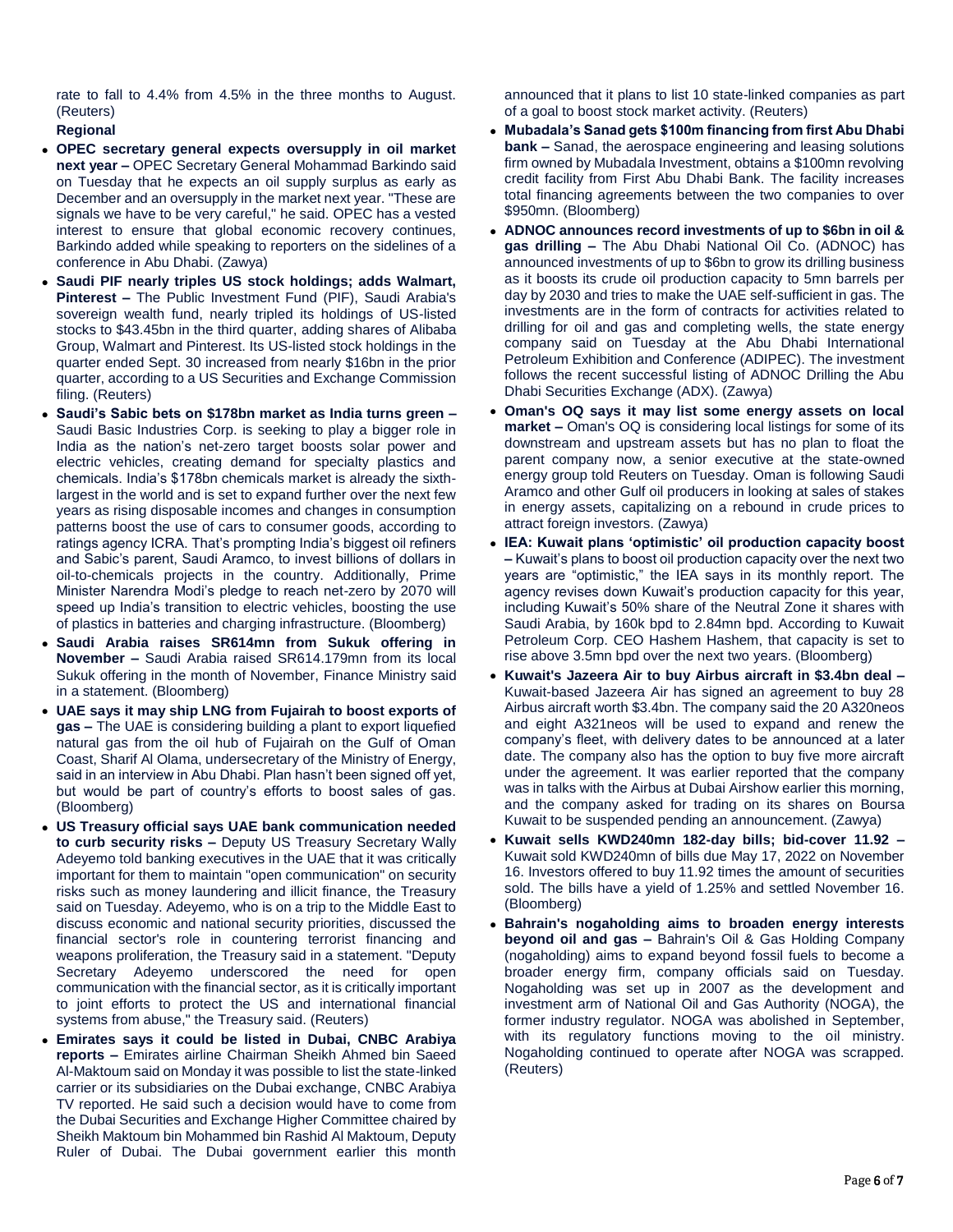rate to fall to 4.4% from 4.5% in the three months to August. (Reuters)

**Regional**

- **OPEC secretary general expects oversupply in oil market next year –** OPEC Secretary General Mohammad Barkindo said on Tuesday that he expects an oil supply surplus as early as December and an oversupply in the market next year. "These are signals we have to be very careful," he said. OPEC has a vested interest to ensure that global economic recovery continues, Barkindo added while speaking to reporters on the sidelines of a conference in Abu Dhabi. (Zawya)
- **Saudi PIF nearly triples US stock holdings; adds Walmart, Pinterest –** The Public Investment Fund (PIF), Saudi Arabia's sovereign wealth fund, nearly tripled its holdings of US-listed stocks to $43.45bn in the third quarter, adding shares of Alibaba Group, Walmart and Pinterest. Its US-listed stock holdings in the quarter ended Sept. 30 increased from nearly $16bn in the prior quarter, according to a US Securities and Exchange Commission filing. (Reuters)
- **Saudi's Sabic bets on $178bn market as India turns green –** Saudi Basic Industries Corp. is seeking to play a bigger role in India as the nation's net-zero target boosts solar power and electric vehicles, creating demand for specialty plastics and chemicals. India's $178bn chemicals market is already the sixth-largest in the world and is set to expand further over the next few years as rising disposable incomes and changes in consumption patterns boost the use of cars to consumer goods, according to ratings agency ICRA. That's prompting India's biggest oil refiners and Sabic's parent, Saudi Aramco, to invest billions of dollars in oil-to-chemicals projects in the country. Additionally, Prime Minister Narendra Modi's pledge to reach net-zero by 2070 will speed up India's transition to electric vehicles, boosting the use of plastics in batteries and charging infrastructure. (Bloomberg)
- **Saudi Arabia raises SR614mn from Sukuk offering in November –** Saudi Arabia raised SR614.179mn from its local Sukuk offering in the month of November, Finance Ministry said in a statement. (Bloomberg)
- **UAE says it may ship LNG from Fujairah to boost exports of gas –** The UAE is considering building a plant to export liquefied natural gas from the oil hub of Fujairah on the Gulf of Oman Coast, Sharif Al Olama, undersecretary of the Ministry of Energy, said in an interview in Abu Dhabi. Plan hasn't been signed off yet, but would be part of country's efforts to boost sales of gas. (Bloomberg)
- **US Treasury official says UAE bank communication needed to curb security risks –** Deputy US Treasury Secretary Wally Adeyemo told banking executives in the UAE that it was critically important for them to maintain "open communication" on security risks such as money laundering and illicit finance, the Treasury said on Tuesday. Adeyemo, who is on a trip to the Middle East to discuss economic and national security priorities, discussed the financial sector's role in countering terrorist financing and weapons proliferation, the Treasury said in a statement. "Deputy Secretary Adeyemo underscored the need for open communication with the financial sector, as it is critically important to joint efforts to protect the US and international financial systems from abuse," the Treasury said. (Reuters)
- **Emirates says it could be listed in Dubai, CNBC Arabiya reports –** Emirates airline Chairman Sheikh Ahmed bin Saeed Al-Maktoum said on Monday it was possible to list the state-linked carrier or its subsidiaries on the Dubai exchange, CNBC Arabiya TV reported. He said such a decision would have to come from the Dubai Securities and Exchange Higher Committee chaired by Sheikh Maktoum bin Mohammed bin Rashid Al Maktoum, Deputy Ruler of Dubai. The Dubai government earlier this month announced that it plans to list 10 state-linked companies as part of a goal to boost stock market activity. (Reuters)
- **Mubadala's Sanad gets $100m financing from first Abu Dhabi bank –** Sanad, the aerospace engineering and leasing solutions firm owned by Mubadala Investment, obtains a $100mn revolving credit facility from First Abu Dhabi Bank. The facility increases total financing agreements between the two companies to over $950mn. (Bloomberg)
- **ADNOC announces record investments of up to $6bn in oil & gas drilling –** The Abu Dhabi National Oil Co. (ADNOC) has announced investments of up to $6bn to grow its drilling business as it boosts its crude oil production capacity to 5mn barrels per day by 2030 and tries to make the UAE self-sufficient in gas. The investments are in the form of contracts for activities related to drilling for oil and gas and completing wells, the state energy company said on Tuesday at the Abu Dhabi International Petroleum Exhibition and Conference (ADIPEC). The investment follows the recent successful listing of ADNOC Drilling the Abu Dhabi Securities Exchange (ADX). (Zawya)
- **Oman's OQ says it may list some energy assets on local market –** Oman's OQ is considering local listings for some of its downstream and upstream assets but has no plan to float the parent company now, a senior executive at the state-owned energy group told Reuters on Tuesday. Oman is following Saudi Aramco and other Gulf oil producers in looking at sales of stakes in energy assets, capitalizing on a rebound in crude prices to attract foreign investors. (Zawya)
- **IEA: Kuwait plans 'optimistic' oil production capacity boost –** Kuwait's plans to boost oil production capacity over the next two years are "optimistic," the IEA says in its monthly report. The agency revises down Kuwait's production capacity for this year, including Kuwait's 50% share of the Neutral Zone it shares with Saudi Arabia, by 160k bpd to 2.84mn bpd. According to Kuwait Petroleum Corp. CEO Hashem Hashem, that capacity is set to rise above 3.5mn bpd over the next two years. (Bloomberg)
- **Kuwait's Jazeera Air to buy Airbus aircraft in $3.4bn deal –** Kuwait-based Jazeera Air has signed an agreement to buy 28 Airbus aircraft worth $3.4bn. The company said the 20 A320neos and eight A321neos will be used to expand and renew the company's fleet, with delivery dates to be announced at a later date. The company also has the option to buy five more aircraft under the agreement. It was earlier reported that the company was in talks with the Airbus at Dubai Airshow earlier this morning, and the company asked for trading on its shares on Boursa Kuwait to be suspended pending an announcement. (Zawya)
- **Kuwait sells KWD240mn 182-day bills; bid-cover 11.92 –** Kuwait sold KWD240mn of bills due May 17, 2022 on November 16. Investors offered to buy 11.92 times the amount of securities sold. The bills have a yield of 1.25% and settled November 16. (Bloomberg)
- **Bahrain's nogaholding aims to broaden energy interests beyond oil and gas –** Bahrain's Oil & Gas Holding Company (nogaholding) aims to expand beyond fossil fuels to become a broader energy firm, company officials said on Tuesday. Nogaholding was set up in 2007 as the development and investment arm of National Oil and Gas Authority (NOGA), the former industry regulator. NOGA was abolished in September, with its regulatory functions moving to the oil ministry. Nogaholding continued to operate after NOGA was scrapped. (Reuters)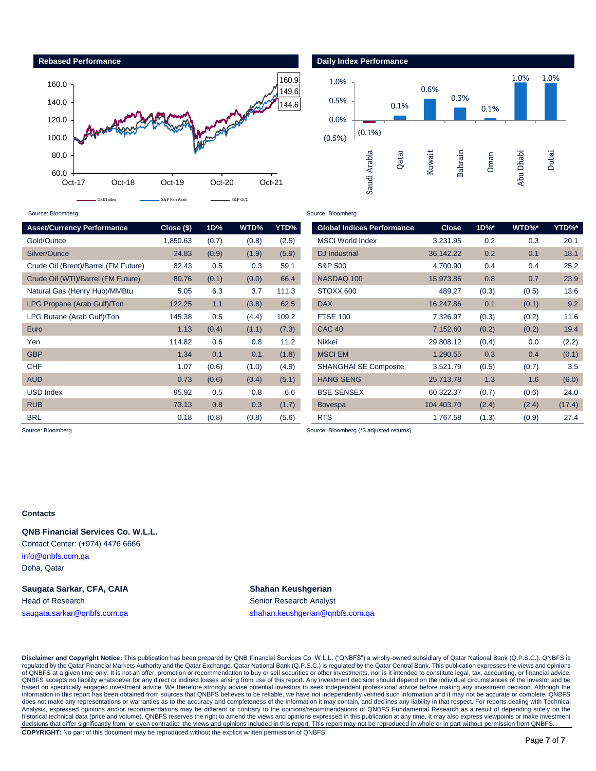### Rebased Performance

160.0
140.0
120.0
100.0
80.0
60.0

Oct-17 Oct-18 Oct-19 Oct-20 Oct-21

160.9
149.6
144.6

QSE Index — S&P Pan Arab — S&P GCC

Source: Bloomberg

### Daily Index Performance

1.0%
0.5%
0.0%
(0.5%)

(0.1%) 0.1% 0.6% 0.3% 0.1% 1.0% 1.0%

Saudi Arabia Qatar Kuwait Bahrain Oman Abu Dhabi Dubai

Source: Bloomberg

| Asset/Currency Performance | Close ($) | 1D% | WTD% | YTD% |
|---|---|---|---|---|
| Gold/Ounce | 1,850.63 | (0.7) | (0.8) | (2.5) |
| Silver/Ounce | 24.83 | (0.9) | (1.9) | (5.9) |
| Crude Oil (Brent)/Barrel (FM Future) | 82.43 | 0.5 | 0.3 | 59.1 |
| Crude Oil (WTI)/Barrel (FM Future) | 80.76 | (0.1) | (0.0) | 66.4 |
| Natural Gas (Henry Hub)/MMBtu | 5.05 | 6.3 | 3.7 | 111.3 |
| LPG Propane (Arab Gulf)/Ton | 122.25 | 1.1 | (3.8) | 62.5 |
| LPG Butane (Arab Gulf)/Ton | 145.38 | 0.5 | (4.4) | 109.2 |
| Euro | 1.13 | (0.4) | (1.1) | (7.3) |
| Yen | 114.82 | 0.6 | 0.8 | 11.2 |
| GBP | 1.34 | 0.1 | 0.1 | (1.8) |
| CHF | 1.07 | (0.6) | (1.0) | (4.9) |
| AUD | 0.73 | (0.6) | (0.4) | (5.1) |
| USD Index | 95.92 | 0.5 | 0.8 | 6.6 |
| RUB | 73.13 | 0.8 | 0.3 | (1.7) |
| BRL | 0.18 | (0.8) | (0.8) | (5.6) |

Source: Bloomberg

| Global Indices Performance | Close | 1D%* | WTD%* | YTD%* |
|---|---|---|---|---|
| MSCI World Index | 3,231.95 | 0.2 | 0.3 | 20.1 |
| DJ Industrial | 36,142.22 | 0.2 | 0.1 | 18.1 |
| S&P 500 | 4,700.90 | 0.4 | 0.4 | 25.2 |
| NASDAQ 100 | 15,973.86 | 0.8 | 0.7 | 23.9 |
| STOXX 600 | 489.27 | (0.3) | (0.5) | 13.6 |
| DAX | 16,247.86 | 0.1 | (0.1) | 9.2 |
| FTSE 100 | 7,326.97 | (0.3) | (0.2) | 11.6 |
| CAC 40 | 7,152.60 | (0.2) | (0.2) | 19.4 |
| Nikkei | 29,808.12 | (0.4) | 0.0 | (2.2) |
| MSCI EM | 1,290.55 | 0.3 | 0.4 | (0.1) |
| SHANGHAI SE Composite | 3,521.79 | (0.5) | (0.7) | 3.5 |
| HANG SENG | 25,713.78 | 1.3 | 1.6 | (6.0) |
| BSE SENSEX | 60,322.37 | (0.7) | (0.6) | 24.0 |
| Bovespa | 104,403.70 | (2.4) | (2.4) | (17.4) |
| RTS | 1,767.58 | (1.3) | (0.9) | 27.4 |

Source: Bloomberg (*$ adjusted returns)

**Contacts**

**QNB Financial Services Co. W.L.L.**
Contact Center: (+974) 4476 6666
info@qnbfs.com.qa
Doha, Qatar

**Saugata Sarkar, CFA, CAIA**
Head of Research
saugata.sarkar@qnbfs.com.qa

**Shahan Keushgerian**
Senior Research Analyst
shahan.keushgerian@qnbfs.com.qa

**Disclaimer and Copyright Notice:** This publication has been prepared by QNB Financial Services Co. W.L.L. ("QNBFS") a wholly-owned subsidiary of Qatar National Bank (Q.P.S.C.). QNBFS is regulated by the Qatar Financial Markets Authority and the Qatar Exchange. Qatar National Bank (Q.P.S.C.) is regulated by the Qatar Central Bank. This publication expresses the views and opinions of QNBFS at a given time only. It is not an offer, promotion or recommendation to buy or sell securities or other investments, nor is it intended to constitute legal, tax, accounting, or financial advice. QNBFS accepts no liability whatsoever for any direct or indirect losses arising from use of this report. Any investment decision should depend on the individual circumstances of the investor and be based on specifically engaged investment advice. We therefore strongly advise potential investors to seek independent professional advice before making any investment decision. Although the information in this report has been obtained from sources that QNBFS believes to be reliable, we have not independently verified such information and it may not be accurate or complete. QNBFS does not make any representations or warranties as to the accuracy and completeness of the information it may contain, and declines any liability in that respect. For reports dealing with Technical Analysis, expressed opinions and/or recommendations may be different or contrary to the opinions/recommendations of QNBFS Fundamental Research as a result of depending solely on the historical technical data (price and volume). QNBFS reserves the right to amend the views and opinions expressed in this publication at any time. It may also express viewpoints or make investment decisions that differ significantly from, or even contradict, the views and opinions included in this report. This report may not be reproduced in whole or in part without permission from QNBFS.

**COPYRIGHT:** No part of this document may be reproduced without the explicit written permission of QNBFS